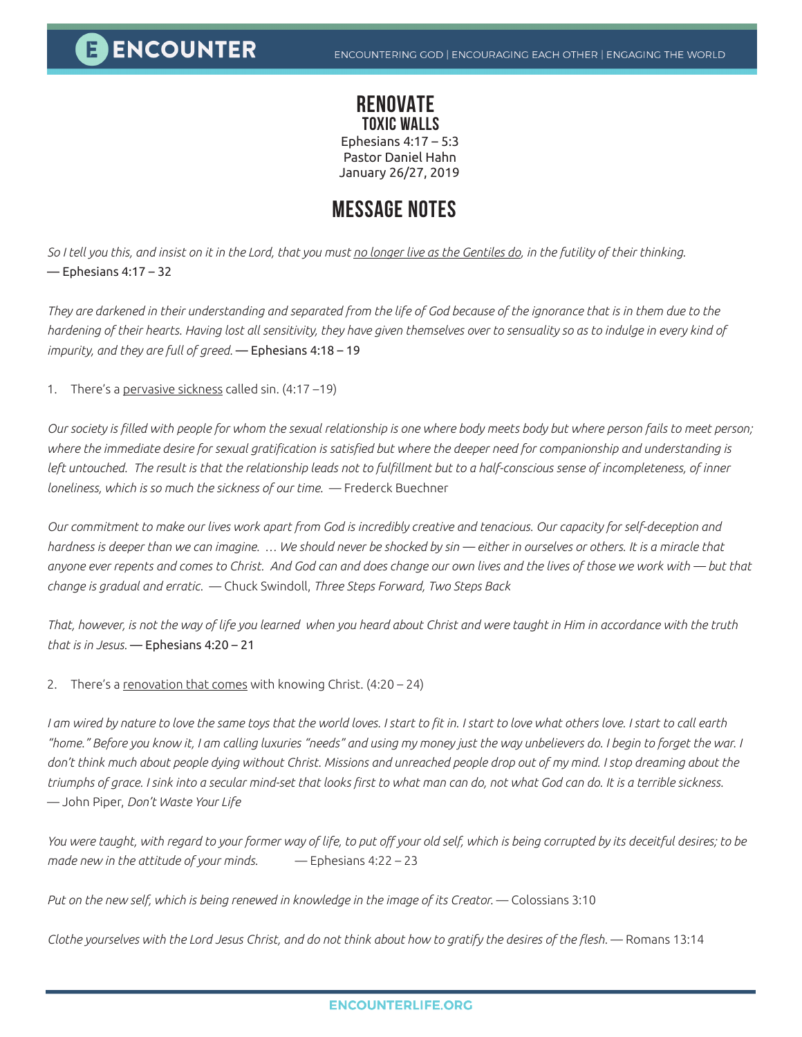# RENOVATE

## TOXIC WALLS

Ephesians 4:17 – 5:3
Pastor Daniel Hahn
January 26/27, 2019

# MESSAGE NOTES

*So I tell you this, and insist on it in the Lord, that you must no longer live as the Gentiles do, in the futility of their thinking.*
— Ephesians 4:17 – 32

*They are darkened in their understanding and separated from the life of God because of the ignorance that is in them due to the hardening of their hearts. Having lost all sensitivity, they have given themselves over to sensuality so as to indulge in every kind of impurity, and they are full of greed.* — Ephesians 4:18 – 19

1. There's a pervasive sickness called sin. (4:17 –19)

*Our society is filled with people for whom the sexual relationship is one where body meets body but where person fails to meet person; where the immediate desire for sexual gratification is satisfied but where the deeper need for companionship and understanding is left untouched. The result is that the relationship leads not to fulfillment but to a half-conscious sense of incompleteness, of inner loneliness, which is so much the sickness of our time.* — Frederck Buechner

*Our commitment to make our lives work apart from God is incredibly creative and tenacious. Our capacity for self-deception and hardness is deeper than we can imagine. … We should never be shocked by sin — either in ourselves or others. It is a miracle that anyone ever repents and comes to Christ. And God can and does change our own lives and the lives of those we work with — but that change is gradual and erratic.* — Chuck Swindoll, *Three Steps Forward, Two Steps Back*

*That, however, is not the way of life you learned when you heard about Christ and were taught in Him in accordance with the truth that is in Jesus.* — Ephesians 4:20 – 21

2. There's a renovation that comes with knowing Christ. (4:20 – 24)

*I am wired by nature to love the same toys that the world loves. I start to fit in. I start to love what others love. I start to call earth "home." Before you know it, I am calling luxuries "needs" and using my money just the way unbelievers do. I begin to forget the war. I don't think much about people dying without Christ. Missions and unreached people drop out of my mind. I stop dreaming about the triumphs of grace. I sink into a secular mind-set that looks first to what man can do, not what God can do. It is a terrible sickness.*
— John Piper, *Don't Waste Your Life*

*You were taught, with regard to your former way of life, to put off your old self, which is being corrupted by its deceitful desires; to be made new in the attitude of your minds.* — Ephesians 4:22 – 23

*Put on the new self, which is being renewed in knowledge in the image of its Creator.* — Colossians 3:10

*Clothe yourselves with the Lord Jesus Christ, and do not think about how to gratify the desires of the flesh.* — Romans 13:14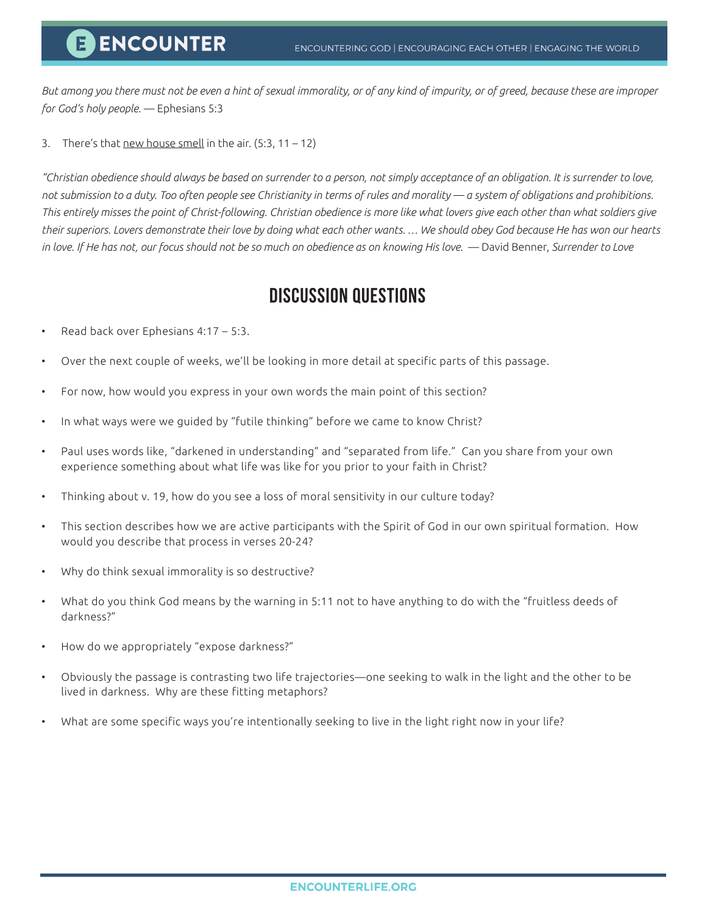*But among you there must not be even a hint of sexual immorality, or of any kind of impurity, or of greed, because these are improper for God's holy people.* — Ephesians 5:3

3. There's that <u>new house smell</u> in the air. (5:3, 11 – 12)

*"Christian obedience should always be based on surrender to a person, not simply acceptance of an obligation. It is surrender to love, not submission to a duty. Too often people see Christianity in terms of rules and morality — a system of obligations and prohibitions. This entirely misses the point of Christ-following. Christian obedience is more like what lovers give each other than what soldiers give their superiors. Lovers demonstrate their love by doing what each other wants. … We should obey God because He has won our hearts in love. If He has not, our focus should not be so much on obedience as on knowing His love.* — David Benner, *Surrender to Love*

## DISCUSSION QUESTIONS

- Read back over Ephesians 4:17 – 5:3.
- Over the next couple of weeks, we'll be looking in more detail at specific parts of this passage.
- For now, how would you express in your own words the main point of this section?
- In what ways were we guided by "futile thinking" before we came to know Christ?
- Paul uses words like, "darkened in understanding" and "separated from life." Can you share from your own experience something about what life was like for you prior to your faith in Christ?
- Thinking about v. 19, how do you see a loss of moral sensitivity in our culture today?
- This section describes how we are active participants with the Spirit of God in our own spiritual formation. How would you describe that process in verses 20-24?
- Why do think sexual immorality is so destructive?
- What do you think God means by the warning in 5:11 not to have anything to do with the "fruitless deeds of darkness?"
- How do we appropriately "expose darkness?"
- Obviously the passage is contrasting two life trajectories—one seeking to walk in the light and the other to be lived in darkness. Why are these fitting metaphors?
- What are some specific ways you're intentionally seeking to live in the light right now in your life?